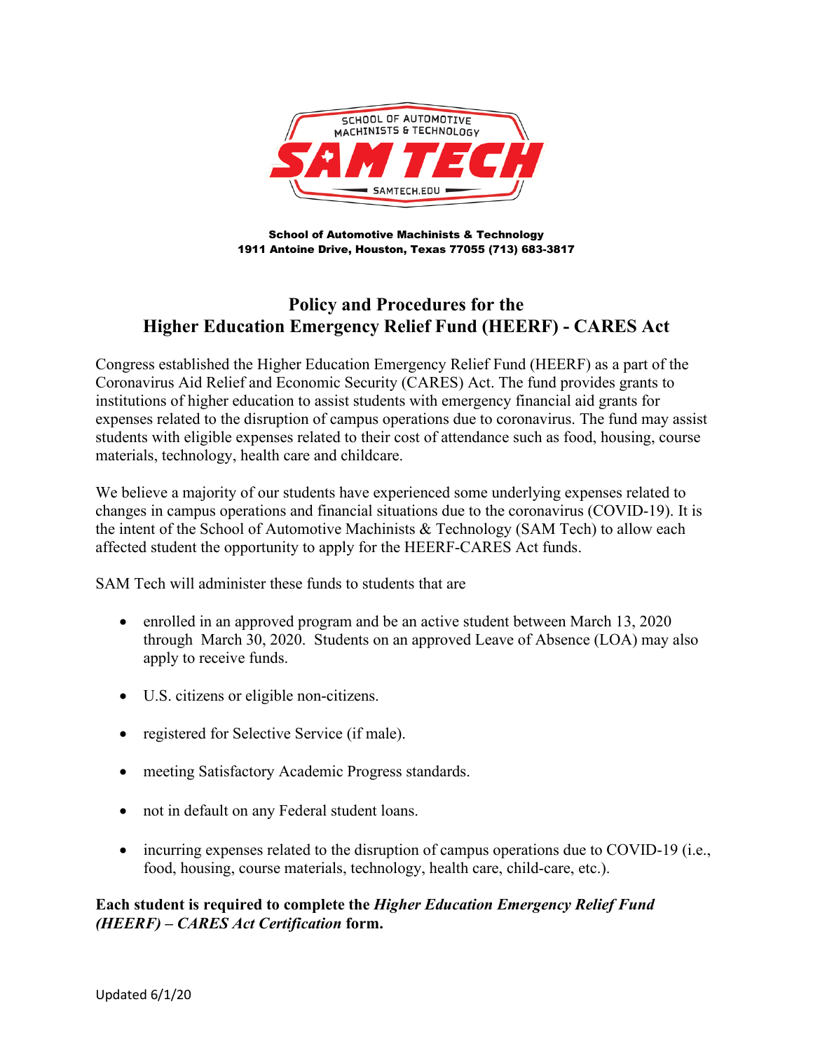School of Automotive Machinists & Technology
1911 Antoine Drive, Houston, Texas 77055 (713) 683-3817

# Policy and Procedures for the Higher Education Emergency Relief Fund (HEERF) - CARES Act

Congress established the Higher Education Emergency Relief Fund (HEERF) as a part of the Coronavirus Aid Relief and Economic Security (CARES) Act. The fund provides grants to institutions of higher education to assist students with emergency financial aid grants for expenses related to the disruption of campus operations due to coronavirus. The fund may assist students with eligible expenses related to their cost of attendance such as food, housing, course materials, technology, health care and childcare.

We believe a majority of our students have experienced some underlying expenses related to changes in campus operations and financial situations due to the coronavirus (COVID-19). It is the intent of the School of Automotive Machinists & Technology (SAM Tech) to allow each affected student the opportunity to apply for the HEERF-CARES Act funds.

SAM Tech will administer these funds to students that are

- enrolled in an approved program and be an active student between March 13, 2020 through March 30, 2020. Students on an approved Leave of Absence (LOA) may also apply to receive funds.
- U.S. citizens or eligible non-citizens.
- registered for Selective Service (if male).
- meeting Satisfactory Academic Progress standards.
- not in default on any Federal student loans.
- incurring expenses related to the disruption of campus operations due to COVID-19 (i.e., food, housing, course materials, technology, health care, child-care, etc.).

**Each student is required to complete the *Higher Education Emergency Relief Fund (HEERF) – CARES Act Certification* form.**

Updated 6/1/20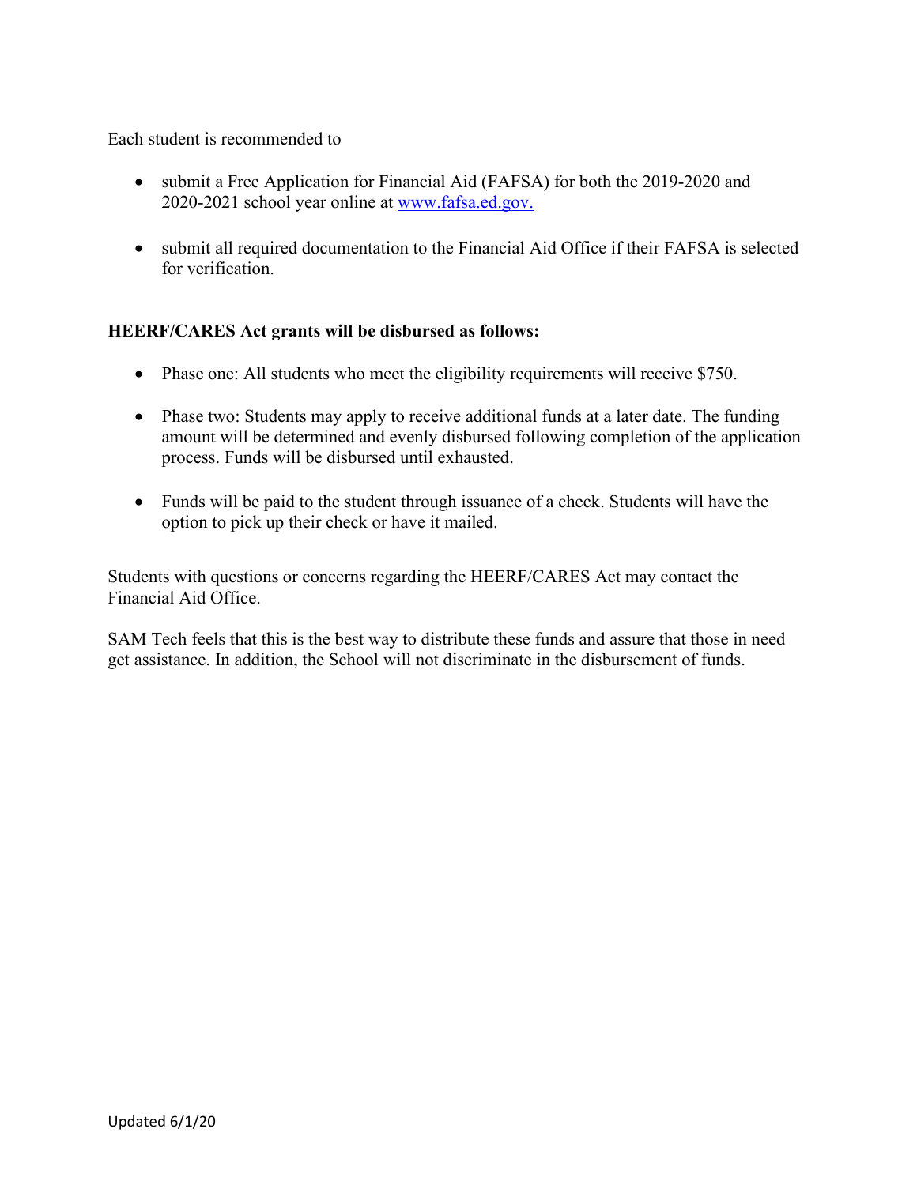Each student is recommended to

- submit a Free Application for Financial Aid (FAFSA) for both the 2019-2020 and 2020-2021 school year online at www.fafsa.ed.gov.
- submit all required documentation to the Financial Aid Office if their FAFSA is selected for verification.

**HEERF/CARES Act grants will be disbursed as follows:**

- Phase one: All students who meet the eligibility requirements will receive $750.
- Phase two: Students may apply to receive additional funds at a later date. The funding amount will be determined and evenly disbursed following completion of the application process. Funds will be disbursed until exhausted.
- Funds will be paid to the student through issuance of a check. Students will have the option to pick up their check or have it mailed.

Students with questions or concerns regarding the HEERF/CARES Act may contact the Financial Aid Office.

SAM Tech feels that this is the best way to distribute these funds and assure that those in need get assistance. In addition, the School will not discriminate in the disbursement of funds.

Updated 6/1/20